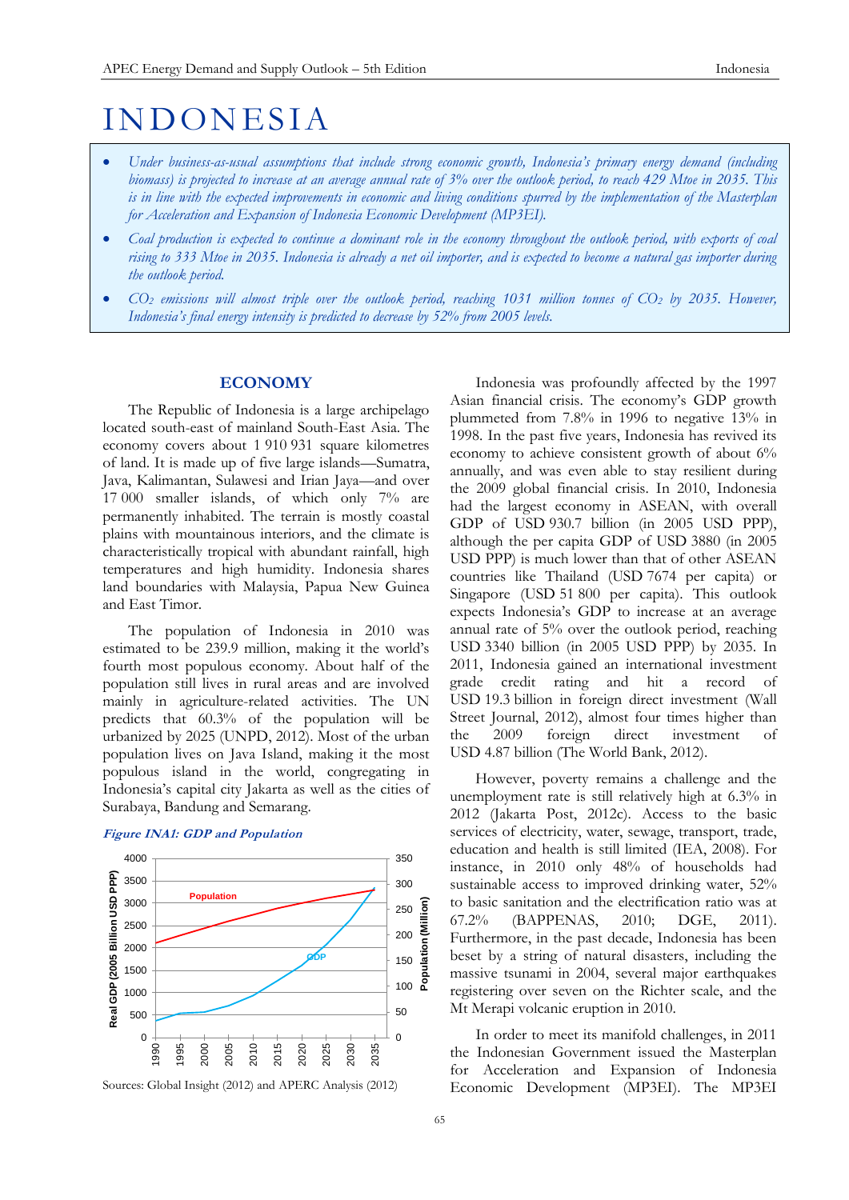# INDONESIA

- *Under business-as-usual assumptions that include strong economic growth, Indonesia's primary energy demand (including biomass) is projected to increase at an average annual rate of 3% over the outlook period, to reach 429 Mtoe in 2035. This is in line with the expected improvements in economic and living conditions spurred by the implementation of the Masterplan for Acceleration and Expansion of Indonesia Economic Development (MP3EI).*
- *Coal production is expected to continue a dominant role in the economy throughout the outlook period, with exports of coal rising to 333 Mtoe in 2035. Indonesia is already a net oil importer, and is expected to become a natural gas importer during the outlook period.*
- *$CO_2$ emissions will almost triple over the outlook period, reaching 1031 million tonnes of $CO_2$ by 2035. However, Indonesia's final energy intensity is predicted to decrease by 52% from 2005 levels.*

## ECONOMY

The Republic of Indonesia is a large archipelago located south-east of mainland South-East Asia. The economy covers about 1 910 931 square kilometres of land. It is made up of five large islands—Sumatra, Java, Kalimantan, Sulawesi and Irian Jaya—and over 17 000 smaller islands, of which only 7% are permanently inhabited. The terrain is mostly coastal plains with mountainous interiors, and the climate is characteristically tropical with abundant rainfall, high temperatures and high humidity. Indonesia shares land boundaries with Malaysia, Papua New Guinea and East Timor.

The population of Indonesia in 2010 was estimated to be 239.9 million, making it the world's fourth most populous economy. About half of the population still lives in rural areas and are involved mainly in agriculture-related activities. The UN predicts that 60.3% of the population will be urbanized by 2025 (UNPD, 2012). Most of the urban population lives on Java Island, making it the most populous island in the world, congregating in Indonesia's capital city Jakarta as well as the cities of Surabaya, Bandung and Semarang.

***Figure INA1: GDP and Population***

Sources: Global Insight (2012) and APERC Analysis (2012)

Indonesia was profoundly affected by the 1997 Asian financial crisis. The economy's GDP growth plummeted from 7.8% in 1996 to negative 13% in 1998. In the past five years, Indonesia has revived its economy to achieve consistent growth of about 6% annually, and was even able to stay resilient during the 2009 global financial crisis. In 2010, Indonesia had the largest economy in ASEAN, with overall GDP of USD 930.7 billion (in 2005 USD PPP), although the per capita GDP of USD 3880 (in 2005 USD PPP) is much lower than that of other ASEAN countries like Thailand (USD 7674 per capita) or Singapore (USD 51 800 per capita). This outlook expects Indonesia's GDP to increase at an average annual rate of 5% over the outlook period, reaching USD 3340 billion (in 2005 USD PPP) by 2035. In 2011, Indonesia gained an international investment grade credit rating and hit a record of USD 19.3 billion in foreign direct investment (Wall Street Journal, 2012), almost four times higher than the 2009 foreign direct investment of USD 4.87 billion (The World Bank, 2012).

However, poverty remains a challenge and the unemployment rate is still relatively high at 6.3% in 2012 (Jakarta Post, 2012c). Access to the basic services of electricity, water, sewage, transport, trade, education and health is still limited (IEA, 2008). For instance, in 2010 only 48% of households had sustainable access to improved drinking water, 52% to basic sanitation and the electrification ratio was at 67.2% (BAPPENAS, 2010; DGE, 2011). Furthermore, in the past decade, Indonesia has been beset by a string of natural disasters, including the massive tsunami in 2004, several major earthquakes registering over seven on the Richter scale, and the Mt Merapi volcanic eruption in 2010.

In order to meet its manifold challenges, in 2011 the Indonesian Government issued the Masterplan for Acceleration and Expansion of Indonesia Economic Development (MP3EI). The MP3EI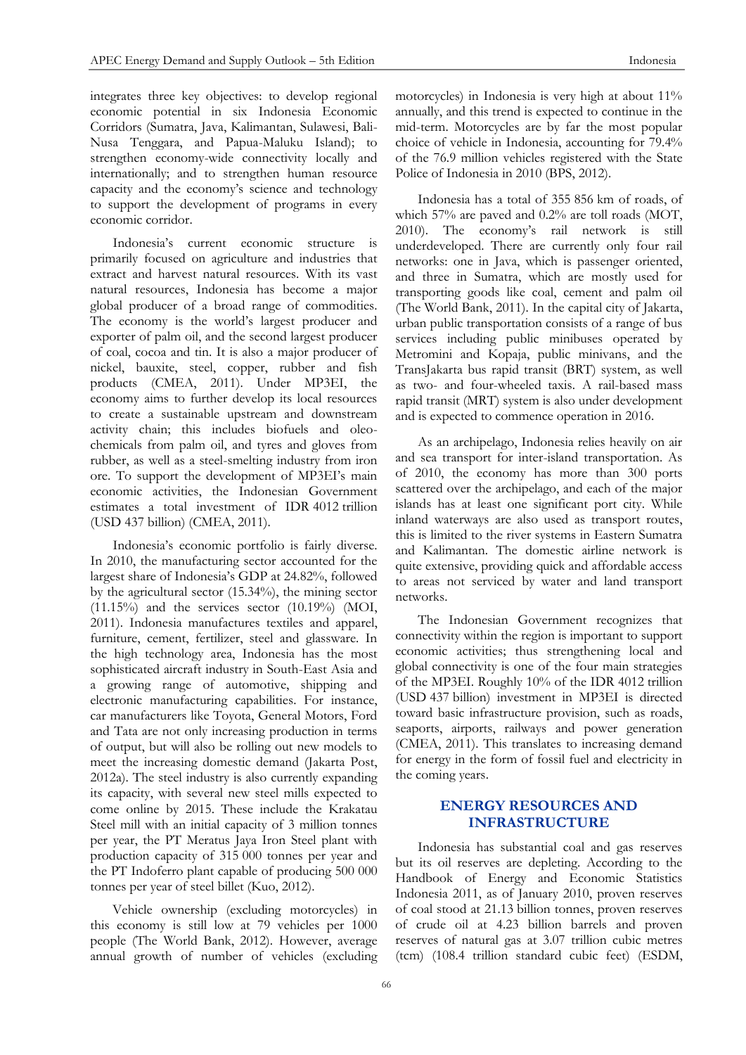integrates three key objectives: to develop regional economic potential in six Indonesia Economic Corridors (Sumatra, Java, Kalimantan, Sulawesi, Bali-Nusa Tenggara, and Papua-Maluku Island); to strengthen economy-wide connectivity locally and internationally; and to strengthen human resource capacity and the economy's science and technology to support the development of programs in every economic corridor.

Indonesia's current economic structure is primarily focused on agriculture and industries that extract and harvest natural resources. With its vast natural resources, Indonesia has become a major global producer of a broad range of commodities. The economy is the world's largest producer and exporter of palm oil, and the second largest producer of coal, cocoa and tin. It is also a major producer of nickel, bauxite, steel, copper, rubber and fish products (CMEA, 2011). Under MP3EI, the economy aims to further develop its local resources to create a sustainable upstream and downstream activity chain; this includes biofuels and oleo-chemicals from palm oil, and tyres and gloves from rubber, as well as a steel-smelting industry from iron ore. To support the development of MP3EI's main economic activities, the Indonesian Government estimates a total investment of IDR 4012 trillion (USD 437 billion) (CMEA, 2011).

Indonesia's economic portfolio is fairly diverse. In 2010, the manufacturing sector accounted for the largest share of Indonesia's GDP at 24.82%, followed by the agricultural sector (15.34%), the mining sector (11.15%) and the services sector (10.19%) (MOI, 2011). Indonesia manufactures textiles and apparel, furniture, cement, fertilizer, steel and glassware. In the high technology area, Indonesia has the most sophisticated aircraft industry in South-East Asia and a growing range of automotive, shipping and electronic manufacturing capabilities. For instance, car manufacturers like Toyota, General Motors, Ford and Tata are not only increasing production in terms of output, but will also be rolling out new models to meet the increasing domestic demand (Jakarta Post, 2012a). The steel industry is also currently expanding its capacity, with several new steel mills expected to come online by 2015. These include the Krakatau Steel mill with an initial capacity of 3 million tonnes per year, the PT Meratus Jaya Iron Steel plant with production capacity of 315 000 tonnes per year and the PT Indoferro plant capable of producing 500 000 tonnes per year of steel billet (Kuo, 2012).

Vehicle ownership (excluding motorcycles) in this economy is still low at 79 vehicles per 1000 people (The World Bank, 2012). However, average annual growth of number of vehicles (excluding motorcycles) in Indonesia is very high at about 11% annually, and this trend is expected to continue in the mid-term. Motorcycles are by far the most popular choice of vehicle in Indonesia, accounting for 79.4% of the 76.9 million vehicles registered with the State Police of Indonesia in 2010 (BPS, 2012).

Indonesia has a total of 355 856 km of roads, of which 57% are paved and 0.2% are toll roads (MOT, 2010). The economy's rail network is still underdeveloped. There are currently only four rail networks: one in Java, which is passenger oriented, and three in Sumatra, which are mostly used for transporting goods like coal, cement and palm oil (The World Bank, 2011). In the capital city of Jakarta, urban public transportation consists of a range of bus services including public minibuses operated by Metromini and Kopaja, public minivans, and the TransJakarta bus rapid transit (BRT) system, as well as two- and four-wheeled taxis. A rail-based mass rapid transit (MRT) system is also under development and is expected to commence operation in 2016.

As an archipelago, Indonesia relies heavily on air and sea transport for inter-island transportation. As of 2010, the economy has more than 300 ports scattered over the archipelago, and each of the major islands has at least one significant port city. While inland waterways are also used as transport routes, this is limited to the river systems in Eastern Sumatra and Kalimantan. The domestic airline network is quite extensive, providing quick and affordable access to areas not serviced by water and land transport networks.

The Indonesian Government recognizes that connectivity within the region is important to support economic activities; thus strengthening local and global connectivity is one of the four main strategies of the MP3EI. Roughly 10% of the IDR 4012 trillion (USD 437 billion) investment in MP3EI is directed toward basic infrastructure provision, such as roads, seaports, airports, railways and power generation (CMEA, 2011). This translates to increasing demand for energy in the form of fossil fuel and electricity in the coming years.

## ENERGY RESOURCES AND INFRASTRUCTURE

Indonesia has substantial coal and gas reserves but its oil reserves are depleting. According to the Handbook of Energy and Economic Statistics Indonesia 2011, as of January 2010, proven reserves of coal stood at 21.13 billion tonnes, proven reserves of crude oil at 4.23 billion barrels and proven reserves of natural gas at 3.07 trillion cubic metres (tcm) (108.4 trillion standard cubic feet) (ESDM,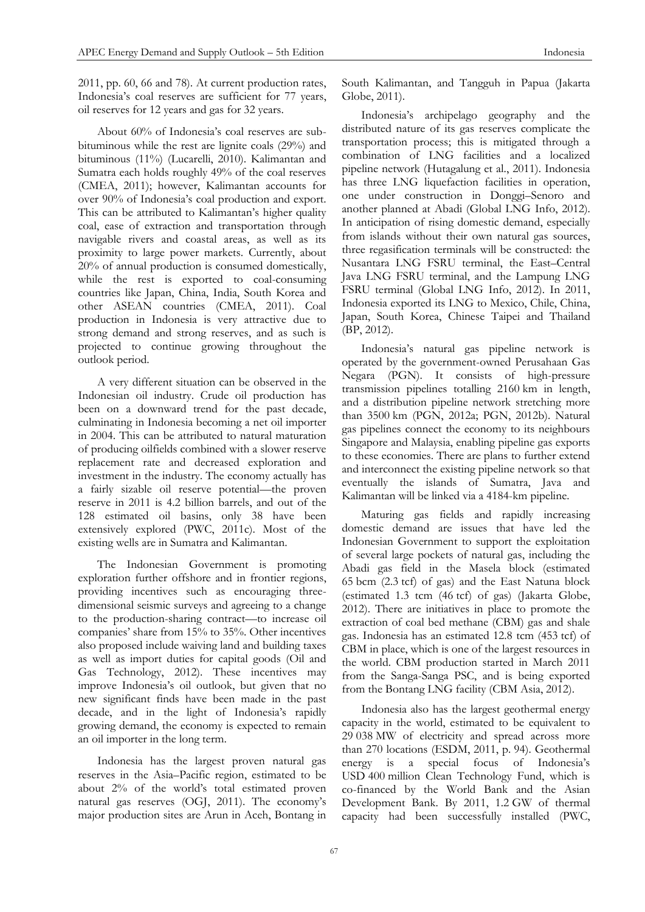2011, pp. 60, 66 and 78). At current production rates, Indonesia's coal reserves are sufficient for 77 years, oil reserves for 12 years and gas for 32 years.

About 60% of Indonesia's coal reserves are sub-bituminous while the rest are lignite coals (29%) and bituminous (11%) (Lucarelli, 2010). Kalimantan and Sumatra each holds roughly 49% of the coal reserves (CMEA, 2011); however, Kalimantan accounts for over 90% of Indonesia's coal production and export. This can be attributed to Kalimantan's higher quality coal, ease of extraction and transportation through navigable rivers and coastal areas, as well as its proximity to large power markets. Currently, about 20% of annual production is consumed domestically, while the rest is exported to coal-consuming countries like Japan, China, India, South Korea and other ASEAN countries (CMEA, 2011). Coal production in Indonesia is very attractive due to strong demand and strong reserves, and as such is projected to continue growing throughout the outlook period.

A very different situation can be observed in the Indonesian oil industry. Crude oil production has been on a downward trend for the past decade, culminating in Indonesia becoming a net oil importer in 2004. This can be attributed to natural maturation of producing oilfields combined with a slower reserve replacement rate and decreased exploration and investment in the industry. The economy actually has a fairly sizable oil reserve potential—the proven reserve in 2011 is 4.2 billion barrels, and out of the 128 estimated oil basins, only 38 have been extensively explored (PWC, 2011c). Most of the existing wells are in Sumatra and Kalimantan.

The Indonesian Government is promoting exploration further offshore and in frontier regions, providing incentives such as encouraging three-dimensional seismic surveys and agreeing to a change to the production-sharing contract—to increase oil companies' share from 15% to 35%. Other incentives also proposed include waiving land and building taxes as well as import duties for capital goods (Oil and Gas Technology, 2012). These incentives may improve Indonesia's oil outlook, but given that no new significant finds have been made in the past decade, and in the light of Indonesia's rapidly growing demand, the economy is expected to remain an oil importer in the long term.

Indonesia has the largest proven natural gas reserves in the Asia–Pacific region, estimated to be about 2% of the world's total estimated proven natural gas reserves (OGJ, 2011). The economy's major production sites are Arun in Aceh, Bontang in South Kalimantan, and Tangguh in Papua (Jakarta Globe, 2011).

Indonesia's archipelago geography and the distributed nature of its gas reserves complicate the transportation process; this is mitigated through a combination of LNG facilities and a localized pipeline network (Hutagalung et al., 2011). Indonesia has three LNG liquefaction facilities in operation, one under construction in Donggi–Senoro and another planned at Abadi (Global LNG Info, 2012). In anticipation of rising domestic demand, especially from islands without their own natural gas sources, three regasification terminals will be constructed: the Nusantara LNG FSRU terminal, the East–Central Java LNG FSRU terminal, and the Lampung LNG FSRU terminal (Global LNG Info, 2012). In 2011, Indonesia exported its LNG to Mexico, Chile, China, Japan, South Korea, Chinese Taipei and Thailand (BP, 2012).

Indonesia's natural gas pipeline network is operated by the government-owned Perusahaan Gas Negara (PGN). It consists of high-pressure transmission pipelines totalling 2160 km in length, and a distribution pipeline network stretching more than 3500 km (PGN, 2012a; PGN, 2012b). Natural gas pipelines connect the economy to its neighbours Singapore and Malaysia, enabling pipeline gas exports to these economies. There are plans to further extend and interconnect the existing pipeline network so that eventually the islands of Sumatra, Java and Kalimantan will be linked via a 4184-km pipeline.

Maturing gas fields and rapidly increasing domestic demand are issues that have led the Indonesian Government to support the exploitation of several large pockets of natural gas, including the Abadi gas field in the Masela block (estimated 65 bcm (2.3 tcf) of gas) and the East Natuna block (estimated 1.3 tcm (46 tcf) of gas) (Jakarta Globe, 2012). There are initiatives in place to promote the extraction of coal bed methane (CBM) gas and shale gas. Indonesia has an estimated 12.8 tcm (453 tcf) of CBM in place, which is one of the largest resources in the world. CBM production started in March 2011 from the Sanga-Sanga PSC, and is being exported from the Bontang LNG facility (CBM Asia, 2012).

Indonesia also has the largest geothermal energy capacity in the world, estimated to be equivalent to 29 038 MW of electricity and spread across more than 270 locations (ESDM, 2011, p. 94). Geothermal energy is a special focus of Indonesia's USD 400 million Clean Technology Fund, which is co-financed by the World Bank and the Asian Development Bank. By 2011, 1.2 GW of thermal capacity had been successfully installed (PWC,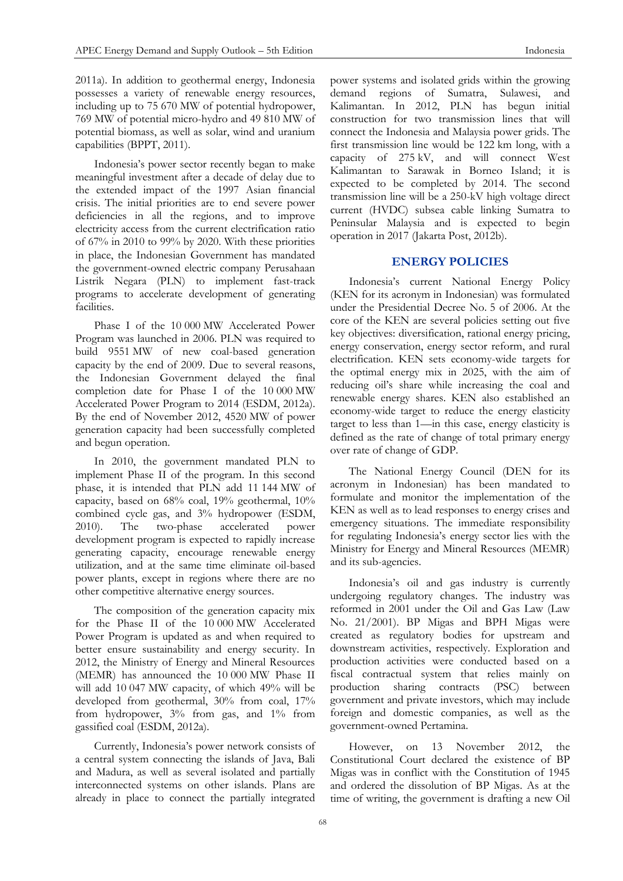2011a). In addition to geothermal energy, Indonesia possesses a variety of renewable energy resources, including up to 75 670 MW of potential hydropower, 769 MW of potential micro-hydro and 49 810 MW of potential biomass, as well as solar, wind and uranium capabilities (BPPT, 2011).

Indonesia's power sector recently began to make meaningful investment after a decade of delay due to the extended impact of the 1997 Asian financial crisis. The initial priorities are to end severe power deficiencies in all the regions, and to improve electricity access from the current electrification ratio of 67% in 2010 to 99% by 2020. With these priorities in place, the Indonesian Government has mandated the government-owned electric company Perusahaan Listrik Negara (PLN) to implement fast-track programs to accelerate development of generating facilities.

Phase I of the 10 000 MW Accelerated Power Program was launched in 2006. PLN was required to build 9551 MW of new coal-based generation capacity by the end of 2009. Due to several reasons, the Indonesian Government delayed the final completion date for Phase I of the 10 000 MW Accelerated Power Program to 2014 (ESDM, 2012a). By the end of November 2012, 4520 MW of power generation capacity had been successfully completed and begun operation.

In 2010, the government mandated PLN to implement Phase II of the program. In this second phase, it is intended that PLN add 11 144 MW of capacity, based on 68% coal, 19% geothermal, 10% combined cycle gas, and 3% hydropower (ESDM, 2010). The two-phase accelerated power development program is expected to rapidly increase generating capacity, encourage renewable energy utilization, and at the same time eliminate oil-based power plants, except in regions where there are no other competitive alternative energy sources.

The composition of the generation capacity mix for the Phase II of the 10 000 MW Accelerated Power Program is updated as and when required to better ensure sustainability and energy security. In 2012, the Ministry of Energy and Mineral Resources (MEMR) has announced the 10 000 MW Phase II will add 10 047 MW capacity, of which 49% will be developed from geothermal, 30% from coal, 17% from hydropower, 3% from gas, and 1% from gassified coal (ESDM, 2012a).

Currently, Indonesia's power network consists of a central system connecting the islands of Java, Bali and Madura, as well as several isolated and partially interconnected systems on other islands. Plans are already in place to connect the partially integrated power systems and isolated grids within the growing demand regions of Sumatra, Sulawesi, and Kalimantan. In 2012, PLN has begun initial construction for two transmission lines that will connect the Indonesia and Malaysia power grids. The first transmission line would be 122 km long, with a capacity of 275 kV, and will connect West Kalimantan to Sarawak in Borneo Island; it is expected to be completed by 2014. The second transmission line will be a 250-kV high voltage direct current (HVDC) subsea cable linking Sumatra to Peninsular Malaysia and is expected to begin operation in 2017 (Jakarta Post, 2012b).

## ENERGY POLICIES

Indonesia's current National Energy Policy (KEN for its acronym in Indonesian) was formulated under the Presidential Decree No. 5 of 2006. At the core of the KEN are several policies setting out five key objectives: diversification, rational energy pricing, energy conservation, energy sector reform, and rural electrification. KEN sets economy-wide targets for the optimal energy mix in 2025, with the aim of reducing oil's share while increasing the coal and renewable energy shares. KEN also established an economy-wide target to reduce the energy elasticity target to less than 1—in this case, energy elasticity is defined as the rate of change of total primary energy over rate of change of GDP.

The National Energy Council (DEN for its acronym in Indonesian) has been mandated to formulate and monitor the implementation of the KEN as well as to lead responses to energy crises and emergency situations. The immediate responsibility for regulating Indonesia's energy sector lies with the Ministry for Energy and Mineral Resources (MEMR) and its sub-agencies.

Indonesia's oil and gas industry is currently undergoing regulatory changes. The industry was reformed in 2001 under the Oil and Gas Law (Law No. 21/2001). BP Migas and BPH Migas were created as regulatory bodies for upstream and downstream activities, respectively. Exploration and production activities were conducted based on a fiscal contractual system that relies mainly on production sharing contracts (PSC) between government and private investors, which may include foreign and domestic companies, as well as the government-owned Pertamina.

However, on 13 November 2012, the Constitutional Court declared the existence of BP Migas was in conflict with the Constitution of 1945 and ordered the dissolution of BP Migas. As at the time of writing, the government is drafting a new Oil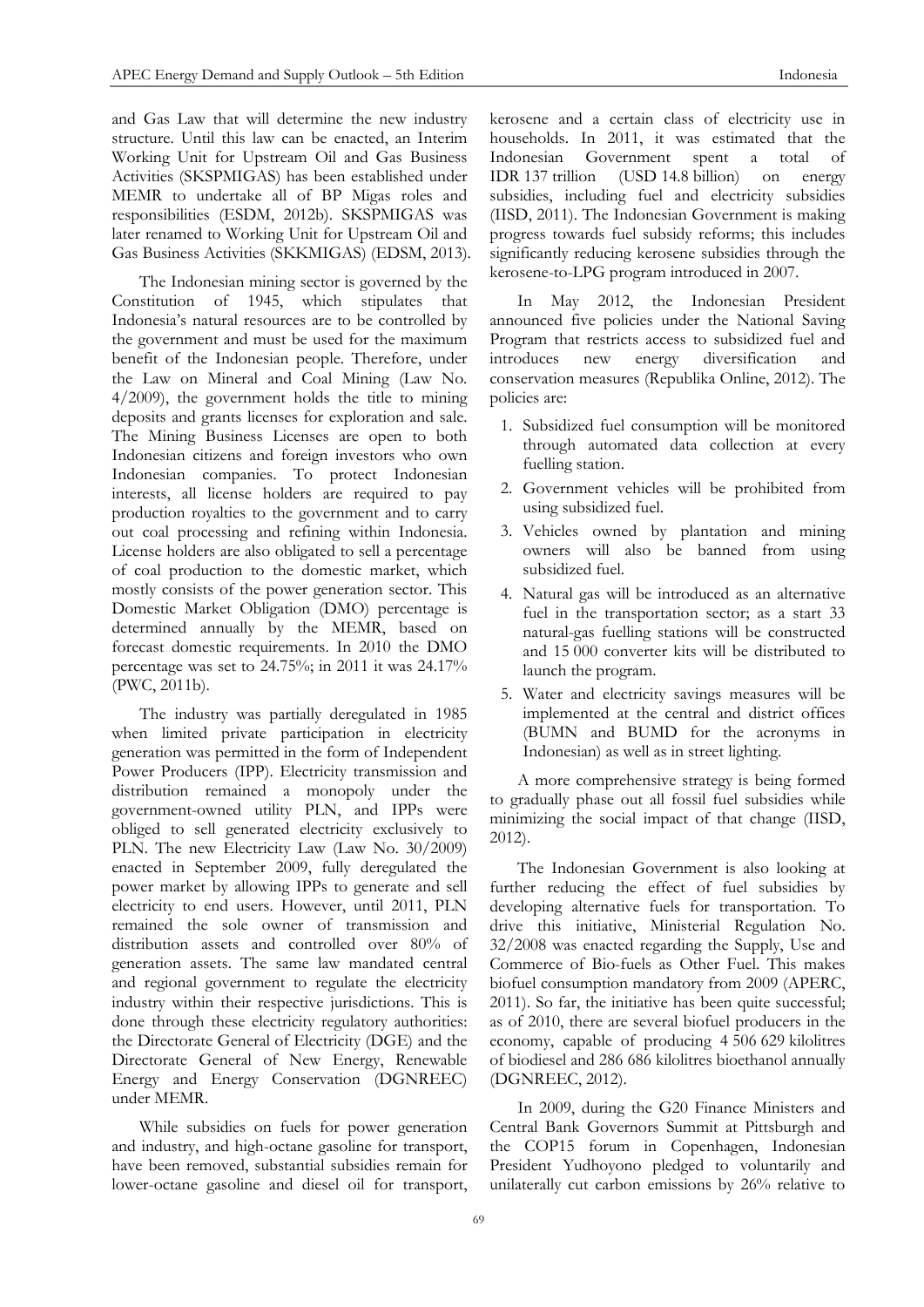and Gas Law that will determine the new industry structure. Until this law can be enacted, an Interim Working Unit for Upstream Oil and Gas Business Activities (SKSPMIGAS) has been established under MEMR to undertake all of BP Migas roles and responsibilities (ESDM, 2012b). SKSPMIGAS was later renamed to Working Unit for Upstream Oil and Gas Business Activities (SKKMIGAS) (EDSM, 2013).

The Indonesian mining sector is governed by the Constitution of 1945, which stipulates that Indonesia's natural resources are to be controlled by the government and must be used for the maximum benefit of the Indonesian people. Therefore, under the Law on Mineral and Coal Mining (Law No. 4/2009), the government holds the title to mining deposits and grants licenses for exploration and sale. The Mining Business Licenses are open to both Indonesian citizens and foreign investors who own Indonesian companies. To protect Indonesian interests, all license holders are required to pay production royalties to the government and to carry out coal processing and refining within Indonesia. License holders are also obligated to sell a percentage of coal production to the domestic market, which mostly consists of the power generation sector. This Domestic Market Obligation (DMO) percentage is determined annually by the MEMR, based on forecast domestic requirements. In 2010 the DMO percentage was set to 24.75%; in 2011 it was 24.17% (PWC, 2011b).

The industry was partially deregulated in 1985 when limited private participation in electricity generation was permitted in the form of Independent Power Producers (IPP). Electricity transmission and distribution remained a monopoly under the government-owned utility PLN, and IPPs were obliged to sell generated electricity exclusively to PLN. The new Electricity Law (Law No. 30/2009) enacted in September 2009, fully deregulated the power market by allowing IPPs to generate and sell electricity to end users. However, until 2011, PLN remained the sole owner of transmission and distribution assets and controlled over 80% of generation assets. The same law mandated central and regional government to regulate the electricity industry within their respective jurisdictions. This is done through these electricity regulatory authorities: the Directorate General of Electricity (DGE) and the Directorate General of New Energy, Renewable Energy and Energy Conservation (DGNREEC) under MEMR.

While subsidies on fuels for power generation and industry, and high-octane gasoline for transport, have been removed, substantial subsidies remain for lower-octane gasoline and diesel oil for transport, kerosene and a certain class of electricity use in households. In 2011, it was estimated that the Indonesian Government spent a total of IDR 137 trillion (USD 14.8 billion) on energy subsidies, including fuel and electricity subsidies (IISD, 2011). The Indonesian Government is making progress towards fuel subsidy reforms; this includes significantly reducing kerosene subsidies through the kerosene-to-LPG program introduced in 2007.

In May 2012, the Indonesian President announced five policies under the National Saving Program that restricts access to subsidized fuel and introduces new energy diversification and conservation measures (Republika Online, 2012). The policies are:

1. Subsidized fuel consumption will be monitored through automated data collection at every fuelling station.
2. Government vehicles will be prohibited from using subsidized fuel.
3. Vehicles owned by plantation and mining owners will also be banned from using subsidized fuel.
4. Natural gas will be introduced as an alternative fuel in the transportation sector; as a start 33 natural-gas fuelling stations will be constructed and 15 000 converter kits will be distributed to launch the program.
5. Water and electricity savings measures will be implemented at the central and district offices (BUMN and BUMD for the acronyms in Indonesian) as well as in street lighting.

A more comprehensive strategy is being formed to gradually phase out all fossil fuel subsidies while minimizing the social impact of that change (IISD, 2012).

The Indonesian Government is also looking at further reducing the effect of fuel subsidies by developing alternative fuels for transportation. To drive this initiative, Ministerial Regulation No. 32/2008 was enacted regarding the Supply, Use and Commerce of Bio-fuels as Other Fuel. This makes biofuel consumption mandatory from 2009 (APERC, 2011). So far, the initiative has been quite successful; as of 2010, there are several biofuel producers in the economy, capable of producing 4 506 629 kilolitres of biodiesel and 286 686 kilolitres bioethanol annually (DGNREEC, 2012).

In 2009, during the G20 Finance Ministers and Central Bank Governors Summit at Pittsburgh and the COP15 forum in Copenhagen, Indonesian President Yudhoyono pledged to voluntarily and unilaterally cut carbon emissions by 26% relative to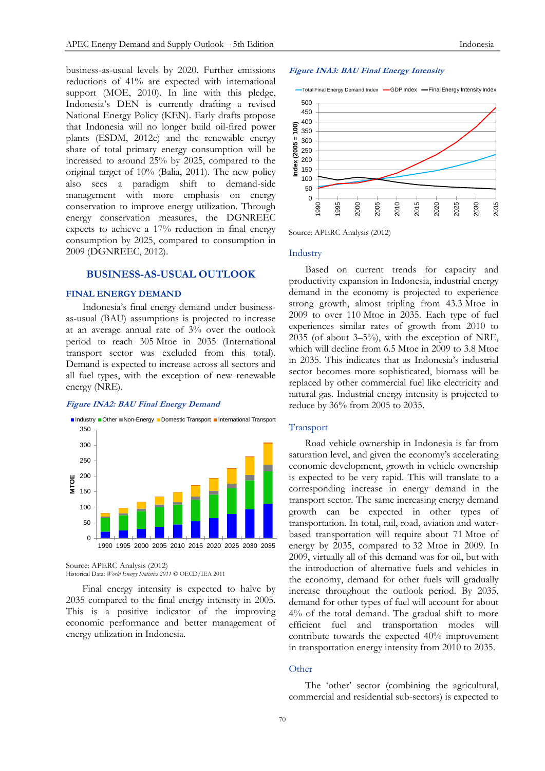business-as-usual levels by 2020. Further emissions reductions of 41% are expected with international support (MOE, 2010). In line with this pledge, Indonesia's DEN is currently drafting a revised National Energy Policy (KEN). Early drafts propose that Indonesia will no longer build oil-fired power plants (ESDM, 2012c) and the renewable energy share of total primary energy consumption will be increased to around 25% by 2025, compared to the original target of 10% (Balia, 2011). The new policy also sees a paradigm shift to demand-side management with more emphasis on energy conservation to improve energy utilization. Through energy conservation measures, the DGNREEC expects to achieve a 17% reduction in final energy consumption by 2025, compared to consumption in 2009 (DGNREEC, 2012).

## BUSINESS-AS-USUAL OUTLOOK

### FINAL ENERGY DEMAND

Indonesia's final energy demand under business-as-usual (BAU) assumptions is projected to increase at an average annual rate of 3% over the outlook period to reach 305 Mtoe in 2035 (International transport sector was excluded from this total). Demand is expected to increase across all sectors and all fuel types, with the exception of new renewable energy (NRE).

*Figure INA2: BAU Final Energy Demand*

Source: APERC Analysis (2012)
Historical Data: *World Energy Statistics 2011* © OECD/IEA 2011

Final energy intensity is expected to halve by 2035 compared to the final energy intensity in 2005. This is a positive indicator of the improving economic performance and better management of energy utilization in Indonesia.

*Figure INA3: BAU Final Energy Intensity*

Source: APERC Analysis (2012)

#### Industry

Based on current trends for capacity and productivity expansion in Indonesia, industrial energy demand in the economy is projected to experience strong growth, almost tripling from 43.3 Mtoe in 2009 to over 110 Mtoe in 2035. Each type of fuel experiences similar rates of growth from 2010 to 2035 (of about 3–5%), with the exception of NRE, which will decline from 6.5 Mtoe in 2009 to 3.8 Mtoe in 2035. This indicates that as Indonesia's industrial sector becomes more sophisticated, biomass will be replaced by other commercial fuel like electricity and natural gas. Industrial energy intensity is projected to reduce by 36% from 2005 to 2035.

#### Transport

Road vehicle ownership in Indonesia is far from saturation level, and given the economy's accelerating economic development, growth in vehicle ownership is expected to be very rapid. This will translate to a corresponding increase in energy demand in the transport sector. The same increasing energy demand growth can be expected in other types of transportation. In total, rail, road, aviation and water-based transportation will require about 71 Mtoe of energy by 2035, compared to 32 Mtoe in 2009. In 2009, virtually all of this demand was for oil, but with the introduction of alternative fuels and vehicles in the economy, demand for other fuels will gradually increase throughout the outlook period. By 2035, demand for other types of fuel will account for about 4% of the total demand. The gradual shift to more efficient fuel and transportation modes will contribute towards the expected 40% improvement in transportation energy intensity from 2010 to 2035.

#### Other

The 'other' sector (combining the agricultural, commercial and residential sub-sectors) is expected to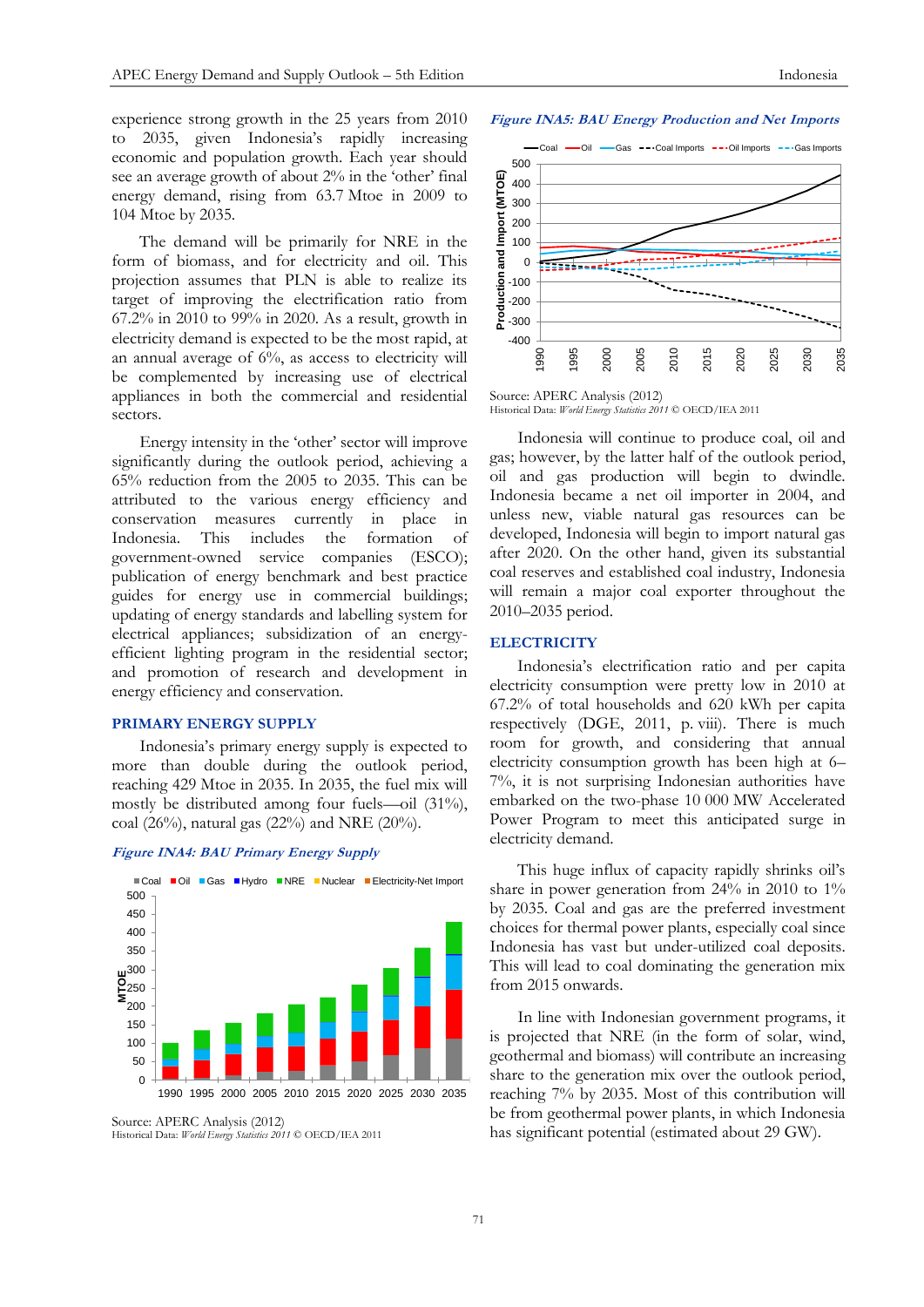experience strong growth in the 25 years from 2010 to 2035, given Indonesia's rapidly increasing economic and population growth. Each year should see an average growth of about 2% in the 'other' final energy demand, rising from 63.7 Mtoe in 2009 to 104 Mtoe by 2035.

The demand will be primarily for NRE in the form of biomass, and for electricity and oil. This projection assumes that PLN is able to realize its target of improving the electrification ratio from 67.2% in 2010 to 99% in 2020. As a result, growth in electricity demand is expected to be the most rapid, at an annual average of 6%, as access to electricity will be complemented by increasing use of electrical appliances in both the commercial and residential sectors.

Energy intensity in the 'other' sector will improve significantly during the outlook period, achieving a 65% reduction from the 2005 to 2035. This can be attributed to the various energy efficiency and conservation measures currently in place in Indonesia. This includes the formation of government-owned service companies (ESCO); publication of energy benchmark and best practice guides for energy use in commercial buildings; updating of energy standards and labelling system for electrical appliances; subsidization of an energy-efficient lighting program in the residential sector; and promotion of research and development in energy efficiency and conservation.

## PRIMARY ENERGY SUPPLY

Indonesia's primary energy supply is expected to more than double during the outlook period, reaching 429 Mtoe in 2035. In 2035, the fuel mix will mostly be distributed among four fuels—oil (31%), coal (26%), natural gas (22%) and NRE (20%).

*Figure INA4: BAU Primary Energy Supply*

Source: APERC Analysis (2012)
Historical Data: *World Energy Statistics 2011* © OECD/IEA 2011

*Figure INA5: BAU Energy Production and Net Imports*

Source: APERC Analysis (2012)
Historical Data: *World Energy Statistics 2011* © OECD/IEA 2011

Indonesia will continue to produce coal, oil and gas; however, by the latter half of the outlook period, oil and gas production will begin to dwindle. Indonesia became a net oil importer in 2004, and unless new, viable natural gas resources can be developed, Indonesia will begin to import natural gas after 2020. On the other hand, given its substantial coal reserves and established coal industry, Indonesia will remain a major coal exporter throughout the 2010–2035 period.

## ELECTRICITY

Indonesia's electrification ratio and per capita electricity consumption were pretty low in 2010 at 67.2% of total households and 620 kWh per capita respectively (DGE, 2011, p. viii). There is much room for growth, and considering that annual electricity consumption growth has been high at 6–7%, it is not surprising Indonesian authorities have embarked on the two-phase 10 000 MW Accelerated Power Program to meet this anticipated surge in electricity demand.

This huge influx of capacity rapidly shrinks oil's share in power generation from 24% in 2010 to 1% by 2035. Coal and gas are the preferred investment choices for thermal power plants, especially coal since Indonesia has vast but under-utilized coal deposits. This will lead to coal dominating the generation mix from 2015 onwards.

In line with Indonesian government programs, it is projected that NRE (in the form of solar, wind, geothermal and biomass) will contribute an increasing share to the generation mix over the outlook period, reaching 7% by 2035. Most of this contribution will be from geothermal power plants, in which Indonesia has significant potential (estimated about 29 GW).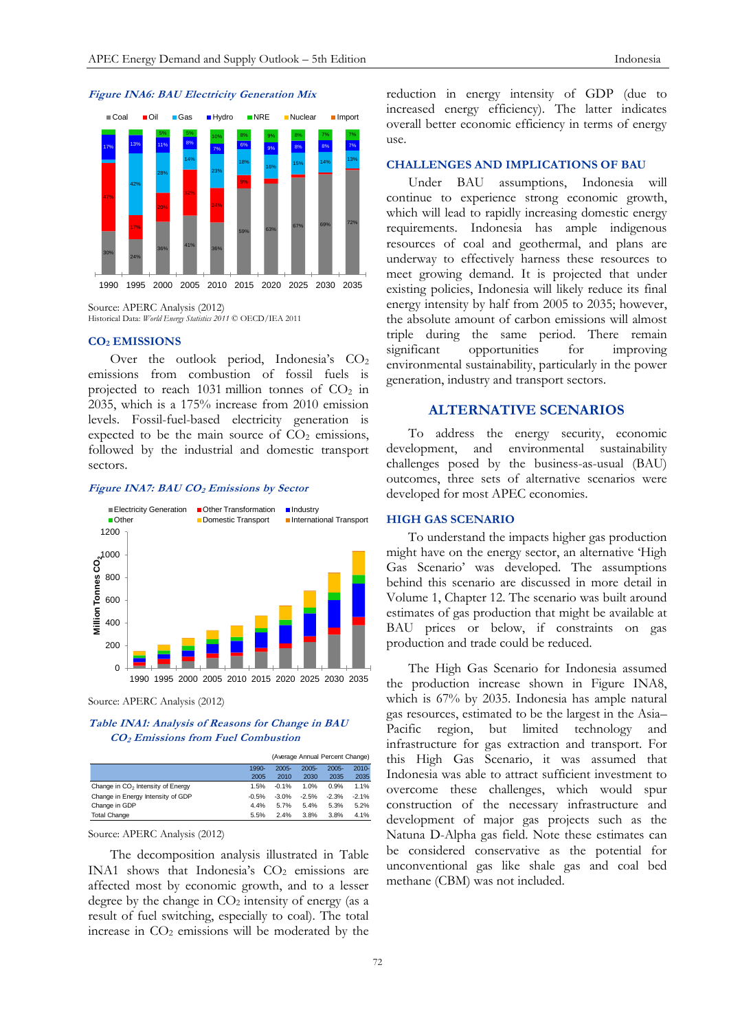*Figure INA6: BAU Electricity Generation Mix*

Source: APERC Analysis (2012)
Historical Data: *World Energy Statistics 2011* © OECD/IEA 2011

## $CO_2$ EMISSIONS

Over the outlook period, Indonesia's $CO_2$ emissions from combustion of fossil fuels is projected to reach 1031 million tonnes of $CO_2$ in 2035, which is a 175% increase from 2010 emission levels. Fossil-fuel-based electricity generation is expected to be the main source of $CO_2$ emissions, followed by the industrial and domestic transport sectors.

*Figure INA7: BAU $CO_2$ Emissions by Sector*

Source: APERC Analysis (2012)

*Table INA1: Analysis of Reasons for Change in BAU $CO_2$ Emissions from Fuel Combustion*

(Average Annual Percent Change)

| | 1990-2005 | 2005-2010 | 2005-2030 | 2005-2035 | 2010-2035 |
|---|---|---|---|---|---|
| Change in $CO_2$ Intensity of Energy | 1.5% | -0.1% | 1.0% | 0.9% | 1.1% |
| Change in Energy Intensity of GDP | -0.5% | -3.0% | -2.5% | -2.3% | -2.1% |
| Change in GDP | 4.4% | 5.7% | 5.4% | 5.3% | 5.2% |
| Total Change | 5.5% | 2.4% | 3.8% | 3.8% | 4.1% |

Source: APERC Analysis (2012)

The decomposition analysis illustrated in Table INA1 shows that Indonesia's $CO_2$ emissions are affected most by economic growth, and to a lesser degree by the change in $CO_2$ intensity of energy (as a result of fuel switching, especially to coal). The total increase in $CO_2$ emissions will be moderated by the reduction in energy intensity of GDP (due to increased energy efficiency). The latter indicates overall better economic efficiency in terms of energy use.

## CHALLENGES AND IMPLICATIONS OF BAU

Under BAU assumptions, Indonesia will continue to experience strong economic growth, which will lead to rapidly increasing domestic energy requirements. Indonesia has ample indigenous resources of coal and geothermal, and plans are underway to effectively harness these resources to meet growing demand. It is projected that under existing policies, Indonesia will likely reduce its final energy intensity by half from 2005 to 2035; however, the absolute amount of carbon emissions will almost triple during the same period. There remain significant opportunities for improving environmental sustainability, particularly in the power generation, industry and transport sectors.

# ALTERNATIVE SCENARIOS

To address the energy security, economic development, and environmental sustainability challenges posed by the business-as-usual (BAU) outcomes, three sets of alternative scenarios were developed for most APEC economies.

## HIGH GAS SCENARIO

To understand the impacts higher gas production might have on the energy sector, an alternative 'High Gas Scenario' was developed. The assumptions behind this scenario are discussed in more detail in Volume 1, Chapter 12. The scenario was built around estimates of gas production that might be available at BAU prices or below, if constraints on gas production and trade could be reduced.

The High Gas Scenario for Indonesia assumed the production increase shown in Figure INA8, which is 67% by 2035. Indonesia has ample natural gas resources, estimated to be the largest in the Asia–Pacific region, but limited technology and infrastructure for gas extraction and transport. For this High Gas Scenario, it was assumed that Indonesia was able to attract sufficient investment to overcome these challenges, which would spur construction of the necessary infrastructure and development of major gas projects such as the Natuna D-Alpha gas field. Note these estimates can be considered conservative as the potential for unconventional gas like shale gas and coal bed methane (CBM) was not included.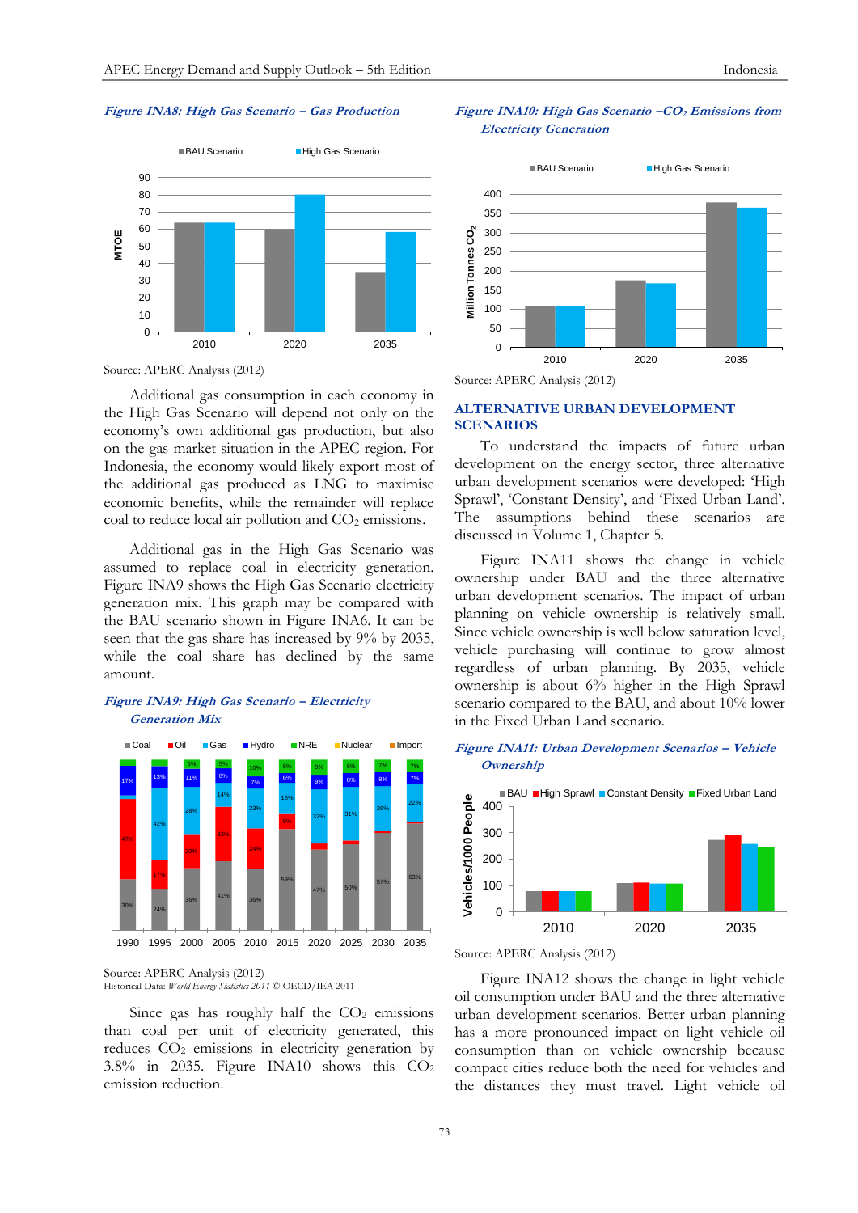*Figure INA8: High Gas Scenario – Gas Production*

Source: APERC Analysis (2012)

Additional gas consumption in each economy in the High Gas Scenario will depend not only on the economy's own additional gas production, but also on the gas market situation in the APEC region. For Indonesia, the economy would likely export most of the additional gas produced as LNG to maximise economic benefits, while the remainder will replace coal to reduce local air pollution and $CO_2$ emissions.

Additional gas in the High Gas Scenario was assumed to replace coal in electricity generation. Figure INA9 shows the High Gas Scenario electricity generation mix. This graph may be compared with the BAU scenario shown in Figure INA6. It can be seen that the gas share has increased by 9% by 2035, while the coal share has declined by the same amount.

*Figure INA9: High Gas Scenario – Electricity Generation Mix*

Source: APERC Analysis (2012)
Historical Data: *World Energy Statistics 2011* © OECD/IEA 2011

Since gas has roughly half the $CO_2$ emissions than coal per unit of electricity generated, this reduces $CO_2$ emissions in electricity generation by 3.8% in 2035. Figure INA10 shows this $CO_2$ emission reduction.

*Figure INA10: High Gas Scenario – $CO_2$ Emissions from Electricity Generation*

Source: APERC Analysis (2012)

## ALTERNATIVE URBAN DEVELOPMENT SCENARIOS

To understand the impacts of future urban development on the energy sector, three alternative urban development scenarios were developed: 'High Sprawl', 'Constant Density', and 'Fixed Urban Land'. The assumptions behind these scenarios are discussed in Volume 1, Chapter 5.

Figure INA11 shows the change in vehicle ownership under BAU and the three alternative urban development scenarios. The impact of urban planning on vehicle ownership is relatively small. Since vehicle ownership is well below saturation level, vehicle purchasing will continue to grow almost regardless of urban planning. By 2035, vehicle ownership is about 6% higher in the High Sprawl scenario compared to the BAU, and about 10% lower in the Fixed Urban Land scenario.

*Figure INA11: Urban Development Scenarios – Vehicle Ownership*

Source: APERC Analysis (2012)

Figure INA12 shows the change in light vehicle oil consumption under BAU and the three alternative urban development scenarios. Better urban planning has a more pronounced impact on light vehicle oil consumption than on vehicle ownership because compact cities reduce both the need for vehicles and the distances they must travel. Light vehicle oil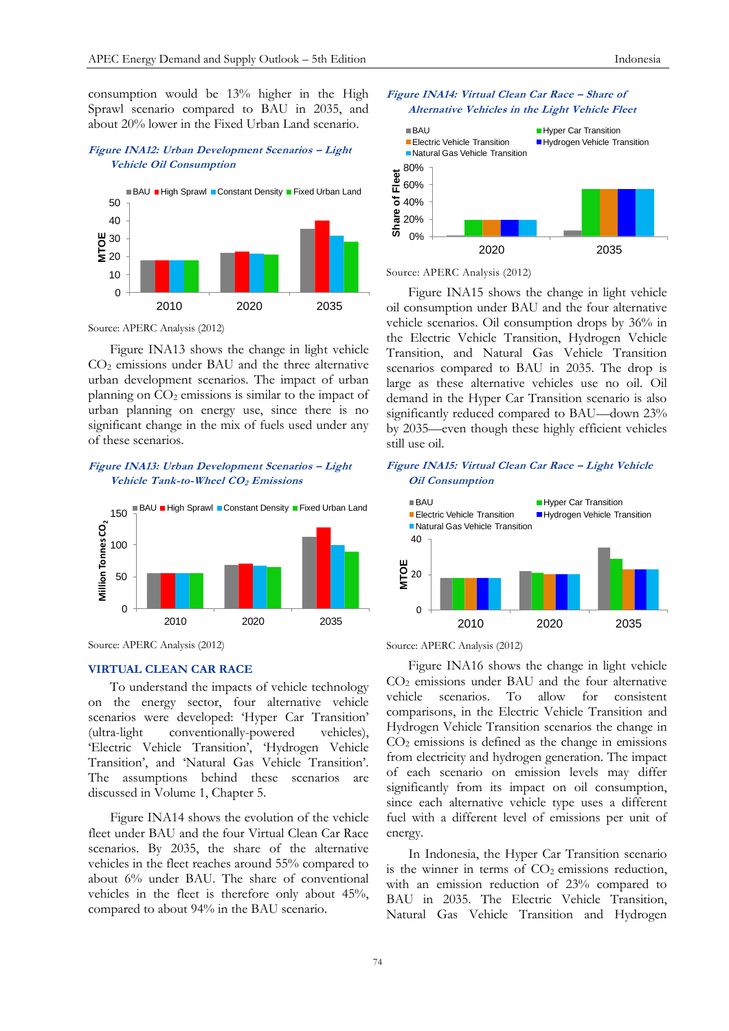consumption would be 13% higher in the High Sprawl scenario compared to BAU in 2035, and about 20% lower in the Fixed Urban Land scenario.

*Figure INA12: Urban Development Scenarios – Light Vehicle Oil Consumption*

Source: APERC Analysis (2012)

Figure INA13 shows the change in light vehicle $CO_2$ emissions under BAU and the three alternative urban development scenarios. The impact of urban planning on $CO_2$ emissions is similar to the impact of urban planning on energy use, since there is no significant change in the mix of fuels used under any of these scenarios.

*Figure INA13: Urban Development Scenarios – Light Vehicle Tank-to-Wheel $CO_2$ Emissions*

Source: APERC Analysis (2012)

## VIRTUAL CLEAN CAR RACE

To understand the impacts of vehicle technology on the energy sector, four alternative vehicle scenarios were developed: 'Hyper Car Transition' (ultra-light conventionally-powered vehicles), 'Electric Vehicle Transition', 'Hydrogen Vehicle Transition', and 'Natural Gas Vehicle Transition'. The assumptions behind these scenarios are discussed in Volume 1, Chapter 5.

Figure INA14 shows the evolution of the vehicle fleet under BAU and the four Virtual Clean Car Race scenarios. By 2035, the share of the alternative vehicles in the fleet reaches around 55% compared to about 6% under BAU. The share of conventional vehicles in the fleet is therefore only about 45%, compared to about 94% in the BAU scenario.

*Figure INA14: Virtual Clean Car Race – Share of Alternative Vehicles in the Light Vehicle Fleet*

Source: APERC Analysis (2012)

Figure INA15 shows the change in light vehicle oil consumption under BAU and the four alternative vehicle scenarios. Oil consumption drops by 36% in the Electric Vehicle Transition, Hydrogen Vehicle Transition, and Natural Gas Vehicle Transition scenarios compared to BAU in 2035. The drop is large as these alternative vehicles use no oil. Oil demand in the Hyper Car Transition scenario is also significantly reduced compared to BAU—down 23% by 2035—even though these highly efficient vehicles still use oil.

*Figure INA15: Virtual Clean Car Race – Light Vehicle Oil Consumption*

Source: APERC Analysis (2012)

Figure INA16 shows the change in light vehicle $CO_2$ emissions under BAU and the four alternative vehicle scenarios. To allow for consistent comparisons, in the Electric Vehicle Transition and Hydrogen Vehicle Transition scenarios the change in $CO_2$ emissions is defined as the change in emissions from electricity and hydrogen generation. The impact of each scenario on emission levels may differ significantly from its impact on oil consumption, since each alternative vehicle type uses a different fuel with a different level of emissions per unit of energy.

In Indonesia, the Hyper Car Transition scenario is the winner in terms of $CO_2$ emissions reduction, with an emission reduction of 23% compared to BAU in 2035. The Electric Vehicle Transition, Natural Gas Vehicle Transition and Hydrogen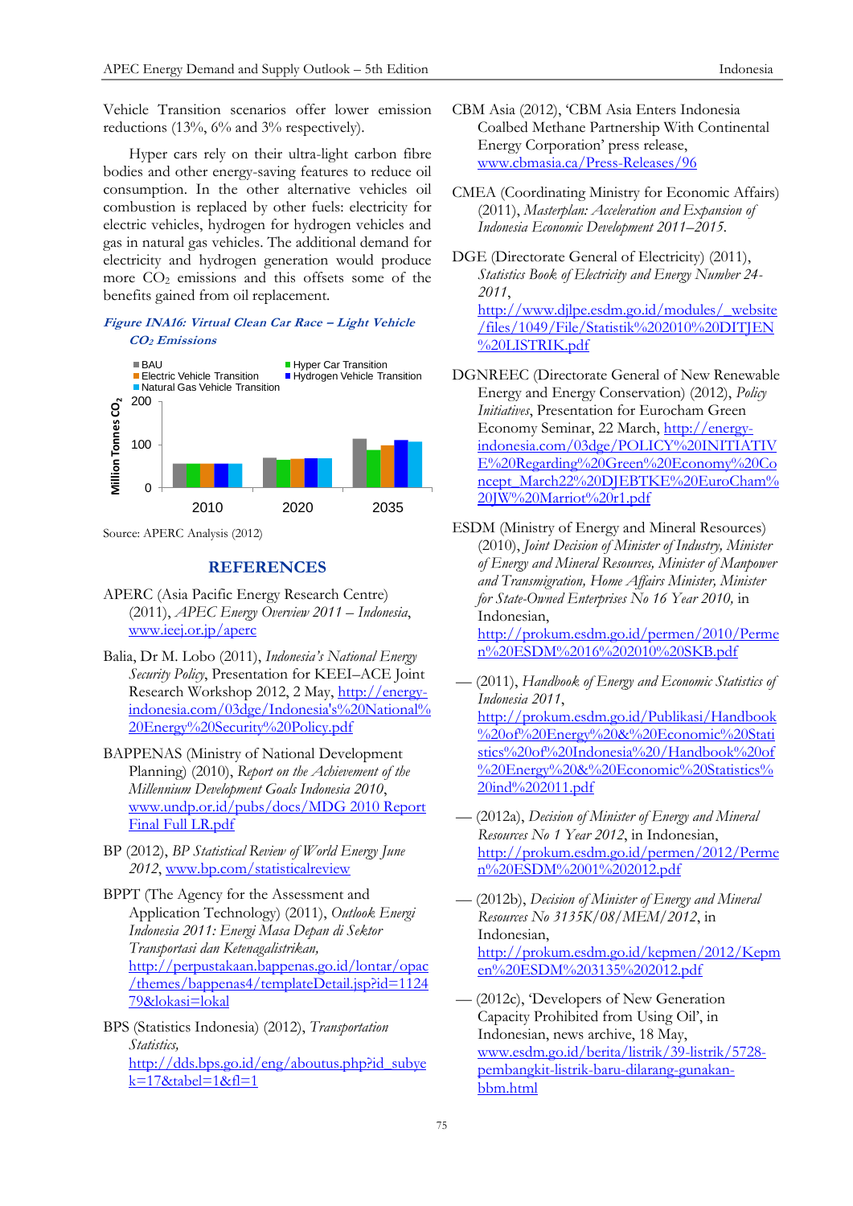Vehicle Transition scenarios offer lower emission reductions (13%, 6% and 3% respectively).

Hyper cars rely on their ultra-light carbon fibre bodies and other energy-saving features to reduce oil consumption. In the other alternative vehicles oil combustion is replaced by other fuels: electricity for electric vehicles, hydrogen for hydrogen vehicles and gas in natural gas vehicles. The additional demand for electricity and hydrogen generation would produce more $CO_2$ emissions and this offsets some of the benefits gained from oil replacement.

***Figure INA16: Virtual Clean Car Race – Light Vehicle $CO_2$ Emissions***

Source: APERC Analysis (2012)

## REFERENCES

APERC (Asia Pacific Energy Research Centre) (2011), *APEC Energy Overview 2011 – Indonesia*, www.ieej.or.jp/aperc

Balia, Dr M. Lobo (2011), *Indonesia's National Energy Security Policy*, Presentation for KEEI–ACE Joint Research Workshop 2012, 2 May, http://energy-indonesia.com/03dge/Indonesia's%20National%20Energy%20Security%20Policy.pdf

BAPPENAS (Ministry of National Development Planning) (2010), *Report on the Achievement of the Millennium Development Goals Indonesia 2010*, www.undp.or.id/pubs/docs/MDG 2010 Report Final Full LR.pdf

BP (2012), *BP Statistical Review of World Energy June 2012*, www.bp.com/statisticalreview

BPPT (The Agency for the Assessment and Application Technology) (2011), *Outlook Energi Indonesia 2011: Energi Masa Depan di Sektor Transportasi dan Ketenagalistrikan,* http://perpustakaan.bappenas.go.id/lontar/opac/themes/bappenas4/templateDetail.jsp?id=112479&lokasi=lokal

BPS (Statistics Indonesia) (2012), *Transportation Statistics,* http://dds.bps.go.id/eng/aboutus.php?id_subyek=17&tabel=1&fl=1

CBM Asia (2012), 'CBM Asia Enters Indonesia Coalbed Methane Partnership With Continental Energy Corporation' press release, www.cbmasia.ca/Press-Releases/96

CMEA (Coordinating Ministry for Economic Affairs) (2011), *Masterplan: Acceleration and Expansion of Indonesia Economic Development 2011–2015.*

DGE (Directorate General of Electricity) (2011), *Statistics Book of Electricity and Energy Number 24-2011*, http://www.djlpe.esdm.go.id/modules/_website/files/1049/File/Statistik%202010%20DITJEN%20LISTRIK.pdf

DGNREEC (Directorate General of New Renewable Energy and Energy Conservation) (2012), *Policy Initiatives*, Presentation for Eurocham Green Economy Seminar, 22 March, http://energy-indonesia.com/03dge/POLICY%20INITIATIVE%20Regarding%20Green%20Economy%20Concept_March22%20DJEBTKE%20EuroCham%20JW%20Marriot%20r1.pdf

ESDM (Ministry of Energy and Mineral Resources) (2010), *Joint Decision of Minister of Industry, Minister of Energy and Mineral Resources, Minister of Manpower and Transmigration, Home Affairs Minister, Minister for State-Owned Enterprises No 16 Year 2010,* in Indonesian, http://prokum.esdm.go.id/permen/2010/Permen%20ESDM%2016%202010%20SKB.pdf

— (2011), *Handbook of Energy and Economic Statistics of Indonesia 2011*, http://prokum.esdm.go.id/Publikasi/Handbook%20of%20Energy%20&%20Economic%20Statistics%20of%20Indonesia%20/Handbook%20of%20Energy%20&%20Economic%20Statistics%20ind%202011.pdf

— (2012a), *Decision of Minister of Energy and Mineral Resources No 1 Year 2012*, in Indonesian, http://prokum.esdm.go.id/permen/2012/Permen%20ESDM%2001%202012.pdf

— (2012b), *Decision of Minister of Energy and Mineral Resources No 3135K/08/MEM/2012*, in Indonesian, http://prokum.esdm.go.id/kepmen/2012/Kepmen%20ESDM%203135%202012.pdf

— (2012c), 'Developers of New Generation Capacity Prohibited from Using Oil', in Indonesian, news archive, 18 May, www.esdm.go.id/berita/listrik/39-listrik/5728-pembangkit-listrik-baru-dilarang-gunakan-bbm.html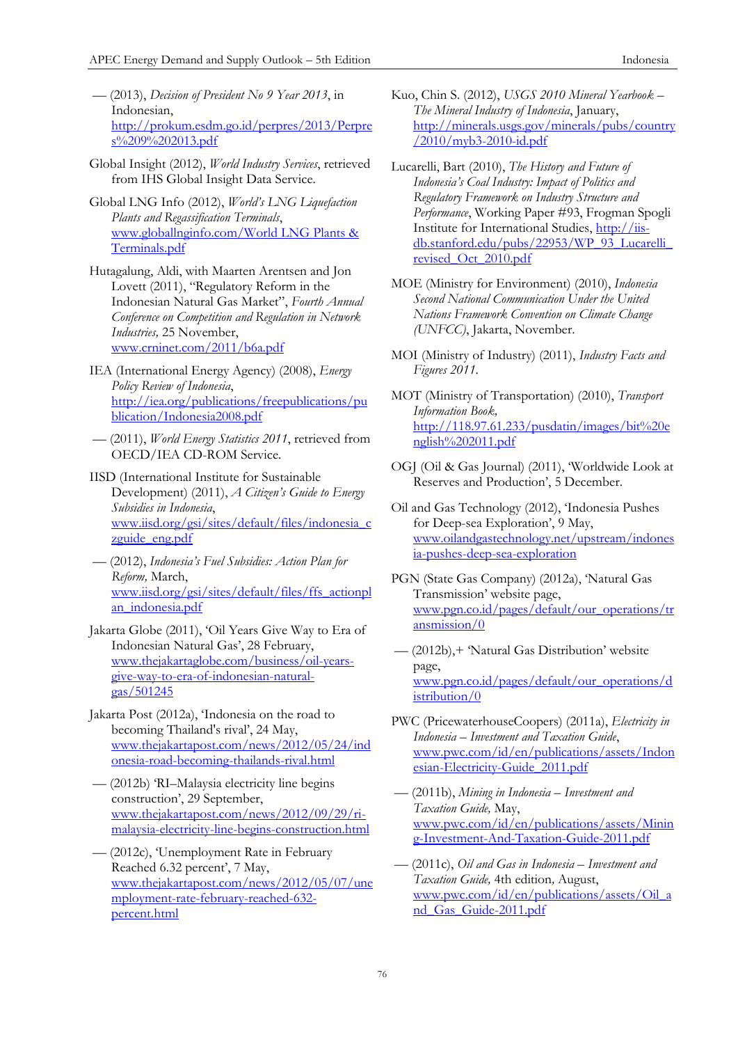— (2013), *Decision of President No 9 Year 2013*, in Indonesian, http://prokum.esdm.go.id/perpres/2013/Perpres%209%202013.pdf

Global Insight (2012), *World Industry Services*, retrieved from IHS Global Insight Data Service.

Global LNG Info (2012), *World's LNG Liquefaction Plants and Regassification Terminals*, www.globallnginfo.com/World LNG Plants & Terminals.pdf

Hutagalung, Aldi, with Maarten Arentsen and Jon Lovett (2011), "Regulatory Reform in the Indonesian Natural Gas Market", *Fourth Annual Conference on Competition and Regulation in Network Industries,* 25 November, www.crninet.com/2011/b6a.pdf

IEA (International Energy Agency) (2008), *Energy Policy Review of Indonesia*, http://iea.org/publications/freepublications/publication/Indonesia2008.pdf

— (2011), *World Energy Statistics 2011*, retrieved from OECD/IEA CD-ROM Service.

IISD (International Institute for Sustainable Development) (2011), *A Citizen's Guide to Energy Subsidies in Indonesia*, www.iisd.org/gsi/sites/default/files/indonesia_czguide_eng.pdf

— (2012), *Indonesia's Fuel Subsidies: Action Plan for Reform,* March, www.iisd.org/gsi/sites/default/files/ffs_actionplan_indonesia.pdf

Jakarta Globe (2011), 'Oil Years Give Way to Era of Indonesian Natural Gas', 28 February, www.thejakartaglobe.com/business/oil-years-give-way-to-era-of-indonesian-natural-gas/501245

Jakarta Post (2012a), 'Indonesia on the road to becoming Thailand's rival', 24 May, www.thejakartapost.com/news/2012/05/24/indonesia-road-becoming-thailands-rival.html

— (2012b) 'RI–Malaysia electricity line begins construction', 29 September, www.thejakartapost.com/news/2012/09/29/ri-malaysia-electricity-line-begins-construction.html

— (2012c), 'Unemployment Rate in February Reached 6.32 percent', 7 May, www.thejakartapost.com/news/2012/05/07/unemployment-rate-february-reached-632-percent.html

Kuo, Chin S. (2012), *USGS 2010 Mineral Yearbook – The Mineral Industry of Indonesia*, January, http://minerals.usgs.gov/minerals/pubs/country/2010/myb3-2010-id.pdf

Lucarelli, Bart (2010), *The History and Future of Indonesia's Coal Industry: Impact of Politics and Regulatory Framework on Industry Structure and Performance*, Working Paper #93, Frogman Spogli Institute for International Studies, http://iis-db.stanford.edu/pubs/22953/WP_93_Lucarelli_revised_Oct_2010.pdf

MOE (Ministry for Environment) (2010), *Indonesia Second National Communication Under the United Nations Framework Convention on Climate Change (UNFCC)*, Jakarta, November.

MOI (Ministry of Industry) (2011), *Industry Facts and Figures 2011*.

MOT (Ministry of Transportation) (2010), *Transport Information Book,* http://118.97.61.233/pusdatin/images/bit%20english%202011.pdf

OGJ (Oil & Gas Journal) (2011), 'Worldwide Look at Reserves and Production', 5 December.

Oil and Gas Technology (2012), 'Indonesia Pushes for Deep-sea Exploration', 9 May, www.oilandgastechnology.net/upstream/indonesia-pushes-deep-sea-exploration

PGN (State Gas Company) (2012a), 'Natural Gas Transmission' website page, www.pgn.co.id/pages/default/our_operations/transmission/0

— (2012b),+ 'Natural Gas Distribution' website page, www.pgn.co.id/pages/default/our_operations/distribution/0

PWC (PricewaterhouseCoopers) (2011a), *Electricity in Indonesia – Investment and Taxation Guide*, www.pwc.com/id/en/publications/assets/Indonesian-Electricity-Guide_2011.pdf

— (2011b), *Mining in Indonesia – Investment and Taxation Guide,* May, www.pwc.com/id/en/publications/assets/Mining-Investment-And-Taxation-Guide-2011.pdf

— (2011c), *Oil and Gas in Indonesia – Investment and Taxation Guide,* 4th edition, August, www.pwc.com/id/en/publications/assets/Oil_and_Gas_Guide-2011.pdf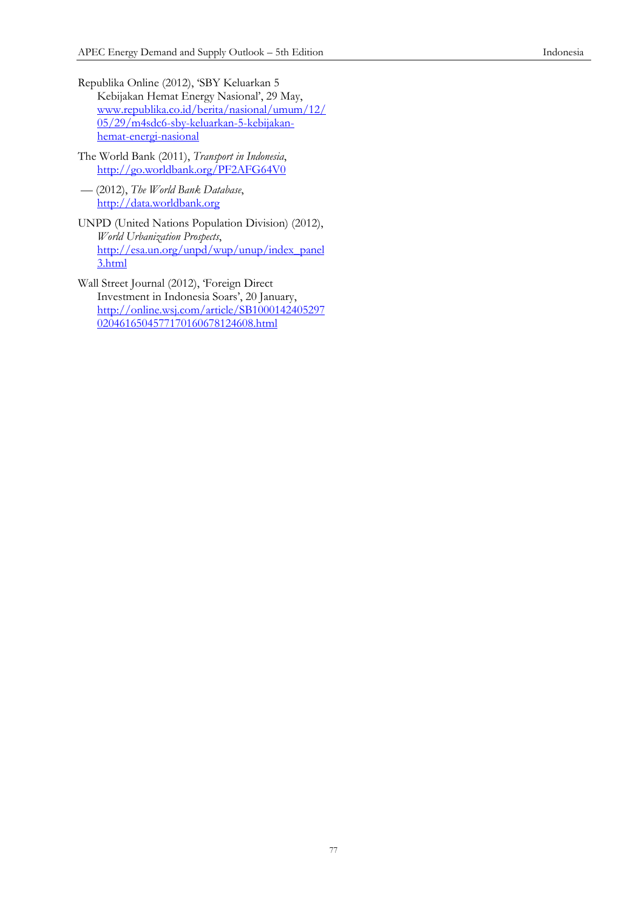Republika Online (2012), 'SBY Keluarkan 5 Kebijakan Hemat Energy Nasional', 29 May, www.republika.co.id/berita/nasional/umum/12/05/29/m4sdc6-sby-keluarkan-5-kebijakan-hemat-energi-nasional

The World Bank (2011), *Transport in Indonesia*, http://go.worldbank.org/PF2AFG64V0

— (2012), *The World Bank Database*, http://data.worldbank.org

UNPD (United Nations Population Division) (2012), *World Urbanization Prospects*, http://esa.un.org/unpd/wup/unup/index_panel3.html

Wall Street Journal (2012), 'Foreign Direct Investment in Indonesia Soars', 20 January, http://online.wsj.com/article/SB10001424052970204616504577170160678124608.html